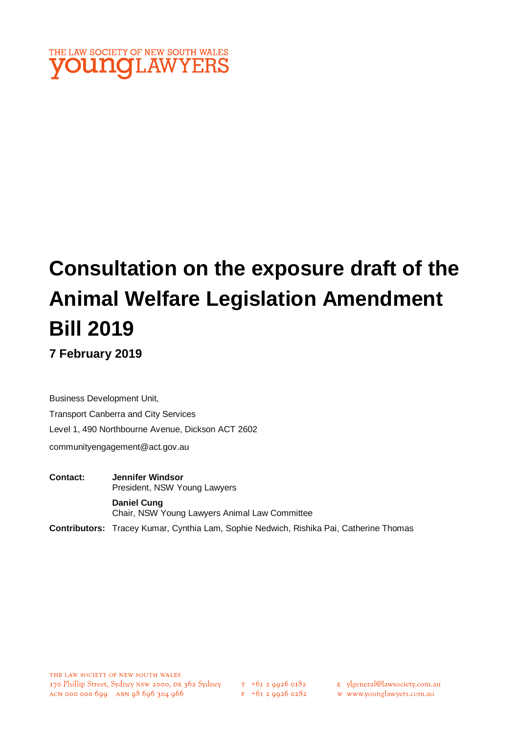THE LAW SOCIETY OF NEW SOUTH WALES
**young**LAWYERS

# Consultation on the exposure draft of the Animal Welfare Legislation Amendment Bill 2019

**7 February 2019**

Business Development Unit,

Transport Canberra and City Services

Level 1, 490 Northbourne Avenue, Dickson ACT 2602

communityengagement@act.gov.au

**Contact:** **Jennifer Windsor**
President, NSW Young Lawyers

**Daniel Cung**
Chair, NSW Young Lawyers Animal Law Committee

**Contributors:** Tracey Kumar, Cynthia Lam, Sophie Nedwich, Rishika Pai, Catherine Thomas

THE LAW SOCIETY OF NEW SOUTH WALES
170 Phillip Street, Sydney NSW 2000, DX 362 Sydney
ACN 000 000 699 ABN 98 696 304 966

T +61 2 9926 0182
F +61 2 9926 0282

E ylgeneral@lawsociety.com.au
W www.younglawyers.com.au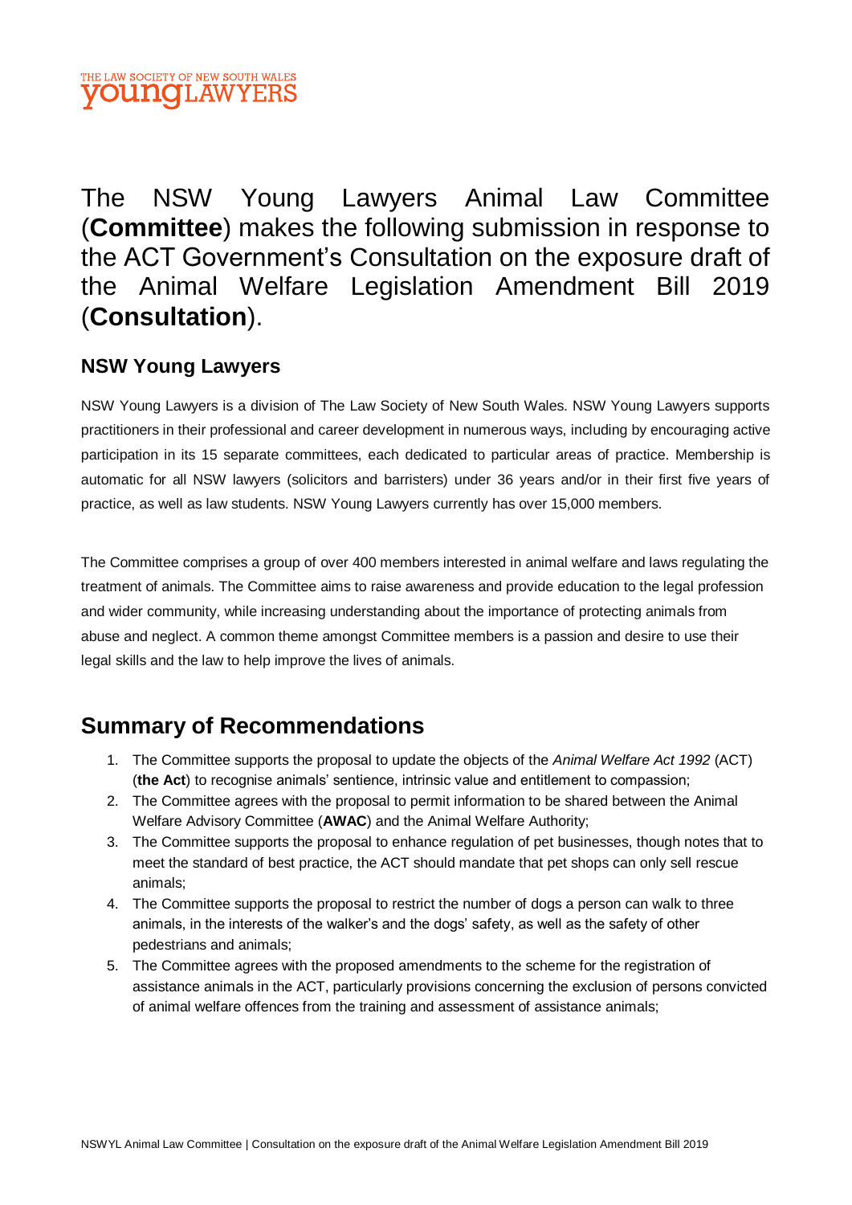The NSW Young Lawyers Animal Law Committee (**Committee**) makes the following submission in response to the ACT Government's Consultation on the exposure draft of the Animal Welfare Legislation Amendment Bill 2019 (**Consultation**).

### NSW Young Lawyers

NSW Young Lawyers is a division of The Law Society of New South Wales. NSW Young Lawyers supports practitioners in their professional and career development in numerous ways, including by encouraging active participation in its 15 separate committees, each dedicated to particular areas of practice. Membership is automatic for all NSW lawyers (solicitors and barristers) under 36 years and/or in their first five years of practice, as well as law students. NSW Young Lawyers currently has over 15,000 members.

The Committee comprises a group of over 400 members interested in animal welfare and laws regulating the treatment of animals. The Committee aims to raise awareness and provide education to the legal profession and wider community, while increasing understanding about the importance of protecting animals from abuse and neglect. A common theme amongst Committee members is a passion and desire to use their legal skills and the law to help improve the lives of animals.

## Summary of Recommendations

1. The Committee supports the proposal to update the objects of the *Animal Welfare Act 1992* (ACT) (**the Act**) to recognise animals' sentience, intrinsic value and entitlement to compassion;
2. The Committee agrees with the proposal to permit information to be shared between the Animal Welfare Advisory Committee (**AWAC**) and the Animal Welfare Authority;
3. The Committee supports the proposal to enhance regulation of pet businesses, though notes that to meet the standard of best practice, the ACT should mandate that pet shops can only sell rescue animals;
4. The Committee supports the proposal to restrict the number of dogs a person can walk to three animals, in the interests of the walker's and the dogs' safety, as well as the safety of other pedestrians and animals;
5. The Committee agrees with the proposed amendments to the scheme for the registration of assistance animals in the ACT, particularly provisions concerning the exclusion of persons convicted of animal welfare offences from the training and assessment of assistance animals;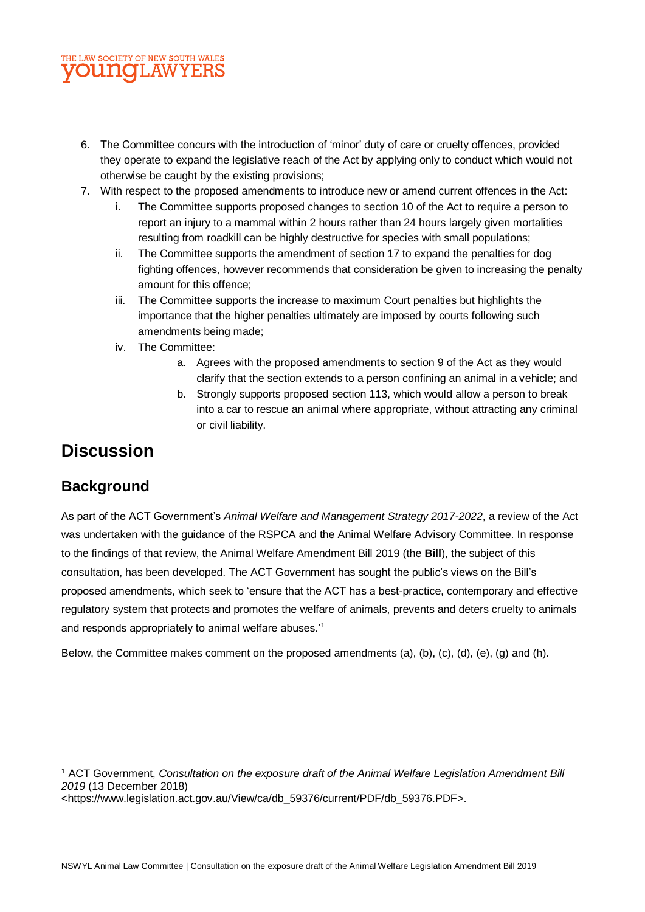6. The Committee concurs with the introduction of 'minor' duty of care or cruelty offences, provided they operate to expand the legislative reach of the Act by applying only to conduct which would not otherwise be caught by the existing provisions;
7. With respect to the proposed amendments to introduce new or amend current offences in the Act:
   i. The Committee supports proposed changes to section 10 of the Act to require a person to report an injury to a mammal within 2 hours rather than 24 hours largely given mortalities resulting from roadkill can be highly destructive for species with small populations;
   ii. The Committee supports the amendment of section 17 to expand the penalties for dog fighting offences, however recommends that consideration be given to increasing the penalty amount for this offence;
   iii. The Committee supports the increase to maximum Court penalties but highlights the importance that the higher penalties ultimately are imposed by courts following such amendments being made;
   iv. The Committee:
      a. Agrees with the proposed amendments to section 9 of the Act as they would clarify that the section extends to a person confining an animal in a vehicle; and
      b. Strongly supports proposed section 113, which would allow a person to break into a car to rescue an animal where appropriate, without attracting any criminal or civil liability.

# Discussion

## Background

As part of the ACT Government's *Animal Welfare and Management Strategy 2017-2022*, a review of the Act was undertaken with the guidance of the RSPCA and the Animal Welfare Advisory Committee. In response to the findings of that review, the Animal Welfare Amendment Bill 2019 (the **Bill**), the subject of this consultation, has been developed. The ACT Government has sought the public's views on the Bill's proposed amendments, which seek to 'ensure that the ACT has a best-practice, contemporary and effective regulatory system that protects and promotes the welfare of animals, prevents and deters cruelty to animals and responds appropriately to animal welfare abuses.'[1]

Below, the Committee makes comment on the proposed amendments (a), (b), (c), (d), (e), (g) and (h).

[1] ACT Government, *Consultation on the exposure draft of the Animal Welfare Legislation Amendment Bill 2019* (13 December 2018) <https://www.legislation.act.gov.au/View/ca/db_59376/current/PDF/db_59376.PDF>.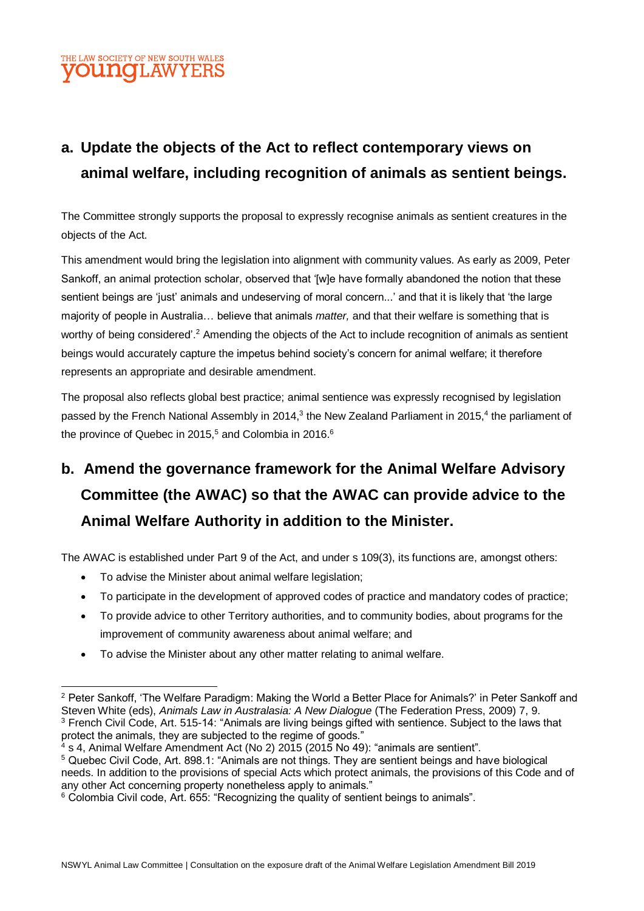## a. Update the objects of the Act to reflect contemporary views on animal welfare, including recognition of animals as sentient beings.

The Committee strongly supports the proposal to expressly recognise animals as sentient creatures in the objects of the Act.

This amendment would bring the legislation into alignment with community values. As early as 2009, Peter Sankoff, an animal protection scholar, observed that '[w]e have formally abandoned the notion that these sentient beings are 'just' animals and undeserving of moral concern...' and that it is likely that 'the large majority of people in Australia… believe that animals *matter,* and that their welfare is something that is worthy of being considered'.[2] Amending the objects of the Act to include recognition of animals as sentient beings would accurately capture the impetus behind society's concern for animal welfare; it therefore represents an appropriate and desirable amendment.

The proposal also reflects global best practice; animal sentience was expressly recognised by legislation passed by the French National Assembly in 2014,[3] the New Zealand Parliament in 2015,[4] the parliament of the province of Quebec in 2015,[5] and Colombia in 2016.[6]

## b. Amend the governance framework for the Animal Welfare Advisory Committee (the AWAC) so that the AWAC can provide advice to the Animal Welfare Authority in addition to the Minister.

The AWAC is established under Part 9 of the Act, and under s 109(3), its functions are, amongst others:

- To advise the Minister about animal welfare legislation;
- To participate in the development of approved codes of practice and mandatory codes of practice;
- To provide advice to other Territory authorities, and to community bodies, about programs for the improvement of community awareness about animal welfare; and
- To advise the Minister about any other matter relating to animal welfare.

---

[2] Peter Sankoff, 'The Welfare Paradigm: Making the World a Better Place for Animals?' in Peter Sankoff and Steven White (eds), *Animals Law in Australasia: A New Dialogue* (The Federation Press, 2009) 7, 9.

[3] French Civil Code, Art. 515-14: "Animals are living beings gifted with sentience. Subject to the laws that protect the animals, they are subjected to the regime of goods."

[4] s 4, Animal Welfare Amendment Act (No 2) 2015 (2015 No 49): "animals are sentient".

[5] Quebec Civil Code, Art. 898.1: "Animals are not things. They are sentient beings and have biological needs. In addition to the provisions of special Acts which protect animals, the provisions of this Code and of any other Act concerning property nonetheless apply to animals."

[6] Colombia Civil code, Art. 655: "Recognizing the quality of sentient beings to animals".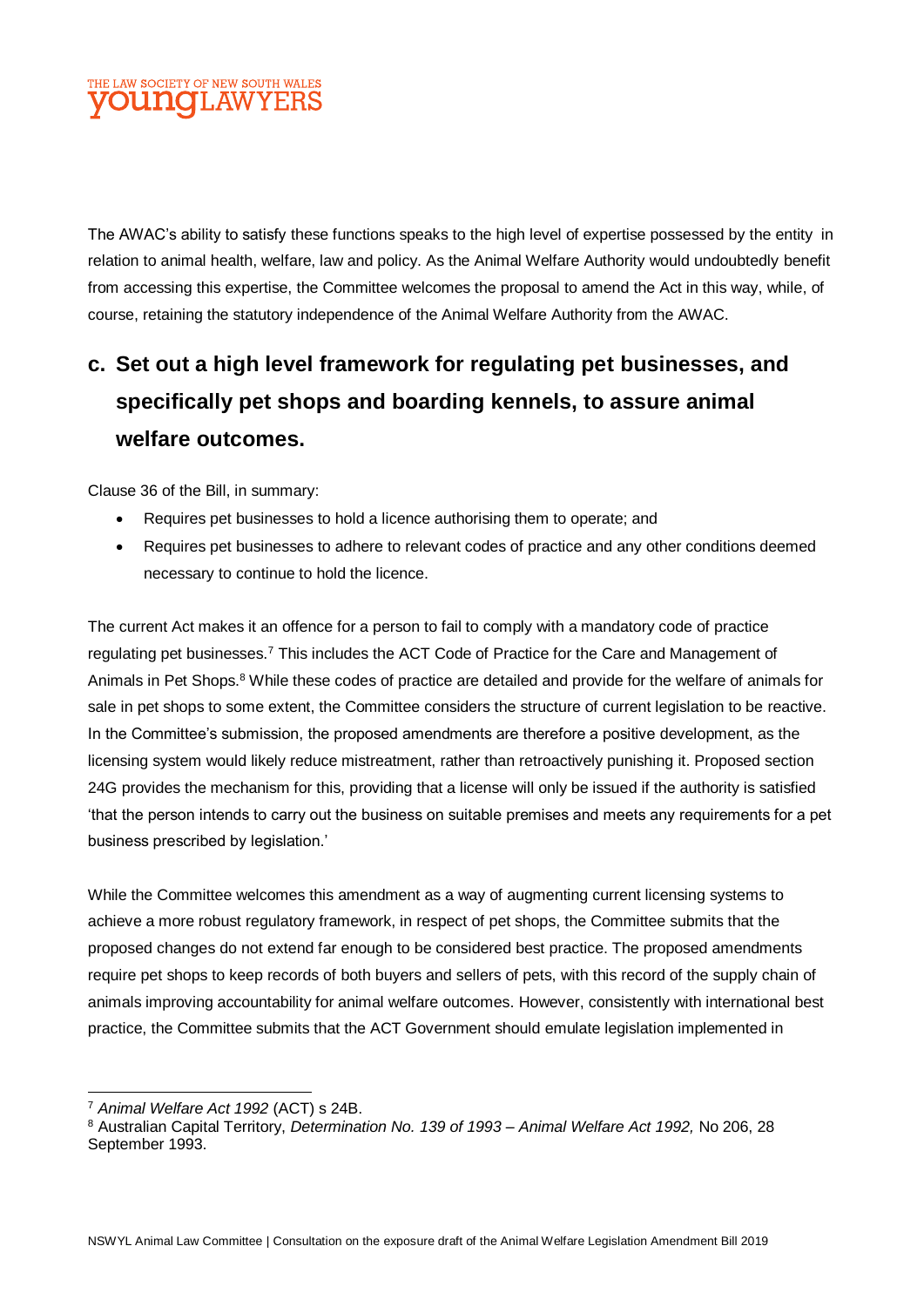The AWAC's ability to satisfy these functions speaks to the high level of expertise possessed by the entity in relation to animal health, welfare, law and policy. As the Animal Welfare Authority would undoubtedly benefit from accessing this expertise, the Committee welcomes the proposal to amend the Act in this way, while, of course, retaining the statutory independence of the Animal Welfare Authority from the AWAC.

## c. Set out a high level framework for regulating pet businesses, and specifically pet shops and boarding kennels, to assure animal welfare outcomes.

Clause 36 of the Bill, in summary:

- Requires pet businesses to hold a licence authorising them to operate; and
- Requires pet businesses to adhere to relevant codes of practice and any other conditions deemed necessary to continue to hold the licence.

The current Act makes it an offence for a person to fail to comply with a mandatory code of practice regulating pet businesses.[7] This includes the ACT Code of Practice for the Care and Management of Animals in Pet Shops.[8] While these codes of practice are detailed and provide for the welfare of animals for sale in pet shops to some extent, the Committee considers the structure of current legislation to be reactive. In the Committee's submission, the proposed amendments are therefore a positive development, as the licensing system would likely reduce mistreatment, rather than retroactively punishing it. Proposed section 24G provides the mechanism for this, providing that a license will only be issued if the authority is satisfied 'that the person intends to carry out the business on suitable premises and meets any requirements for a pet business prescribed by legislation.'

While the Committee welcomes this amendment as a way of augmenting current licensing systems to achieve a more robust regulatory framework, in respect of pet shops, the Committee submits that the proposed changes do not extend far enough to be considered best practice. The proposed amendments require pet shops to keep records of both buyers and sellers of pets, with this record of the supply chain of animals improving accountability for animal welfare outcomes. However, consistently with international best practice, the Committee submits that the ACT Government should emulate legislation implemented in

---

[7] *Animal Welfare Act 1992* (ACT) s 24B.

[8] Australian Capital Territory, *Determination No. 139 of 1993 – Animal Welfare Act 1992,* No 206, 28 September 1993.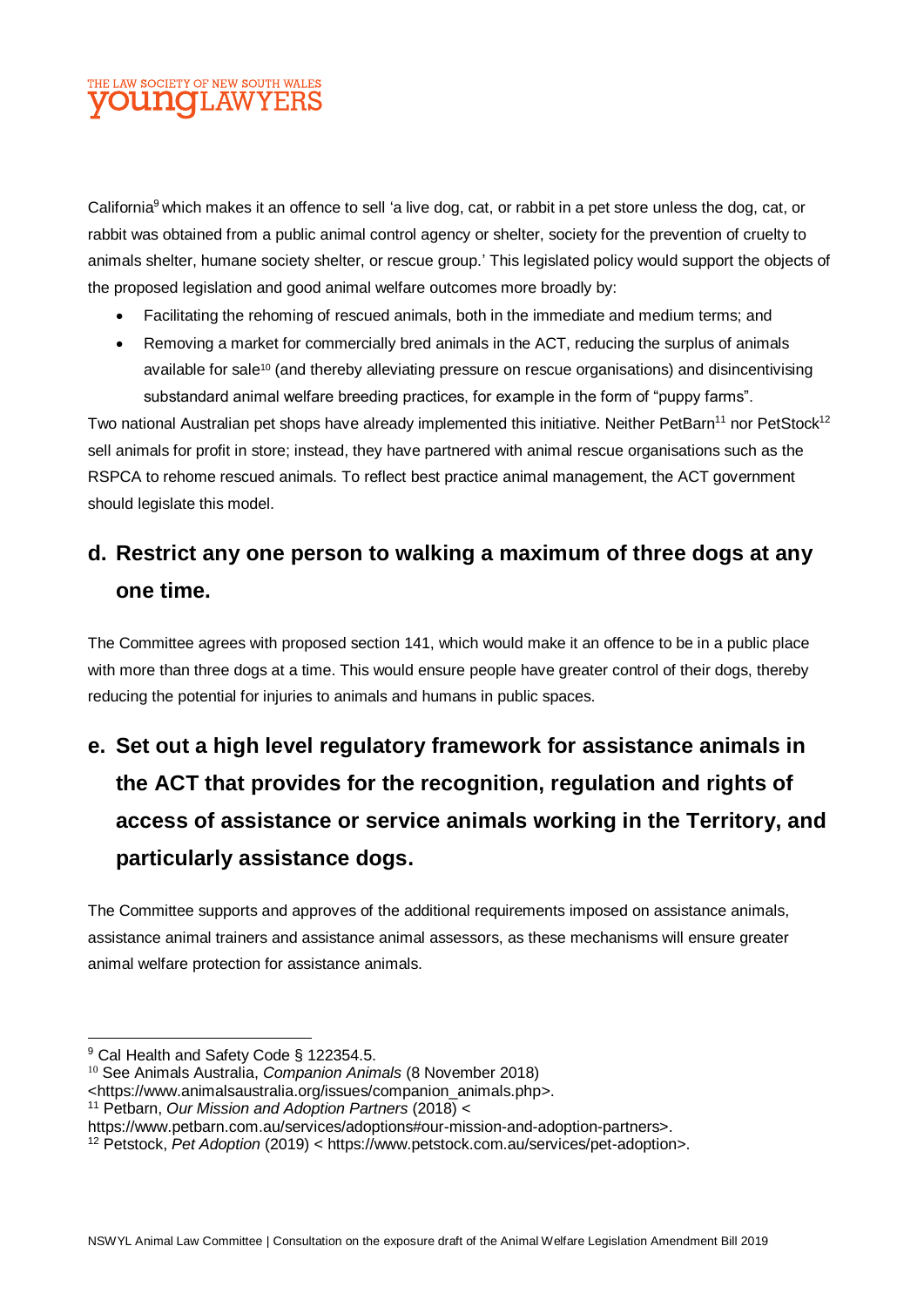California[9] which makes it an offence to sell 'a live dog, cat, or rabbit in a pet store unless the dog, cat, or rabbit was obtained from a public animal control agency or shelter, society for the prevention of cruelty to animals shelter, humane society shelter, or rescue group.' This legislated policy would support the objects of the proposed legislation and good animal welfare outcomes more broadly by:

- Facilitating the rehoming of rescued animals, both in the immediate and medium terms; and
- Removing a market for commercially bred animals in the ACT, reducing the surplus of animals available for sale[10] (and thereby alleviating pressure on rescue organisations) and disincentivising substandard animal welfare breeding practices, for example in the form of "puppy farms".

Two national Australian pet shops have already implemented this initiative. Neither PetBarn[11] nor PetStock[12] sell animals for profit in store; instead, they have partnered with animal rescue organisations such as the RSPCA to rehome rescued animals. To reflect best practice animal management, the ACT government should legislate this model.

## d. Restrict any one person to walking a maximum of three dogs at any one time.

The Committee agrees with proposed section 141, which would make it an offence to be in a public place with more than three dogs at a time. This would ensure people have greater control of their dogs, thereby reducing the potential for injuries to animals and humans in public spaces.

## e. Set out a high level regulatory framework for assistance animals in the ACT that provides for the recognition, regulation and rights of access of assistance or service animals working in the Territory, and particularly assistance dogs.

The Committee supports and approves of the additional requirements imposed on assistance animals, assistance animal trainers and assistance animal assessors, as these mechanisms will ensure greater animal welfare protection for assistance animals.

---

[9] Cal Health and Safety Code § 122354.5.

[10] See Animals Australia, *Companion Animals* (8 November 2018) <https://www.animalsaustralia.org/issues/companion_animals.php>.

[11] Petbarn, *Our Mission and Adoption Partners* (2018) < https://www.petbarn.com.au/services/adoptions#our-mission-and-adoption-partners>.

[12] Petstock, *Pet Adoption* (2019) < https://www.petstock.com.au/services/pet-adoption>.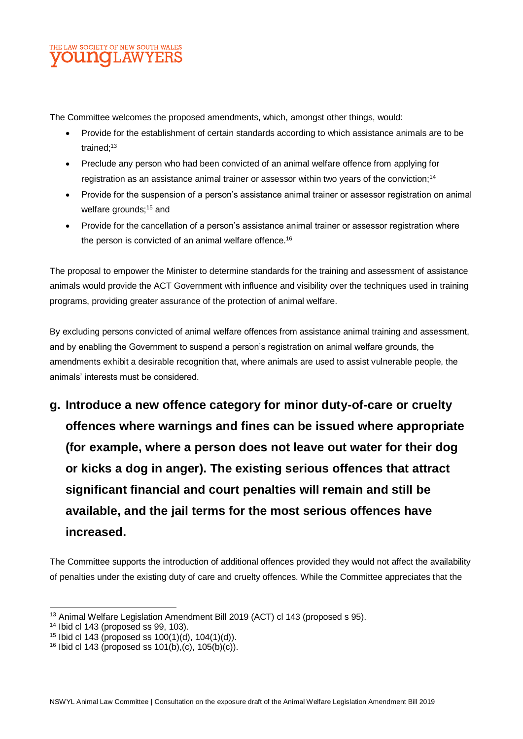The Committee welcomes the proposed amendments, which, amongst other things, would:

- Provide for the establishment of certain standards according to which assistance animals are to be trained;[13]
- Preclude any person who had been convicted of an animal welfare offence from applying for registration as an assistance animal trainer or assessor within two years of the conviction;[14]
- Provide for the suspension of a person's assistance animal trainer or assessor registration on animal welfare grounds;[15] and
- Provide for the cancellation of a person's assistance animal trainer or assessor registration where the person is convicted of an animal welfare offence.[16]

The proposal to empower the Minister to determine standards for the training and assessment of assistance animals would provide the ACT Government with influence and visibility over the techniques used in training programs, providing greater assurance of the protection of animal welfare.

By excluding persons convicted of animal welfare offences from assistance animal training and assessment, and by enabling the Government to suspend a person's registration on animal welfare grounds, the amendments exhibit a desirable recognition that, where animals are used to assist vulnerable people, the animals' interests must be considered.

## g. Introduce a new offence category for minor duty-of-care or cruelty offences where warnings and fines can be issued where appropriate (for example, where a person does not leave out water for their dog or kicks a dog in anger). The existing serious offences that attract significant financial and court penalties will remain and still be available, and the jail terms for the most serious offences have increased.

The Committee supports the introduction of additional offences provided they would not affect the availability of penalties under the existing duty of care and cruelty offences. While the Committee appreciates that the

---

[13] Animal Welfare Legislation Amendment Bill 2019 (ACT) cl 143 (proposed s 95).

[14] Ibid cl 143 (proposed ss 99, 103).

[15] Ibid cl 143 (proposed ss 100(1)(d), 104(1)(d)).

[16] Ibid cl 143 (proposed ss 101(b),(c), 105(b)(c)).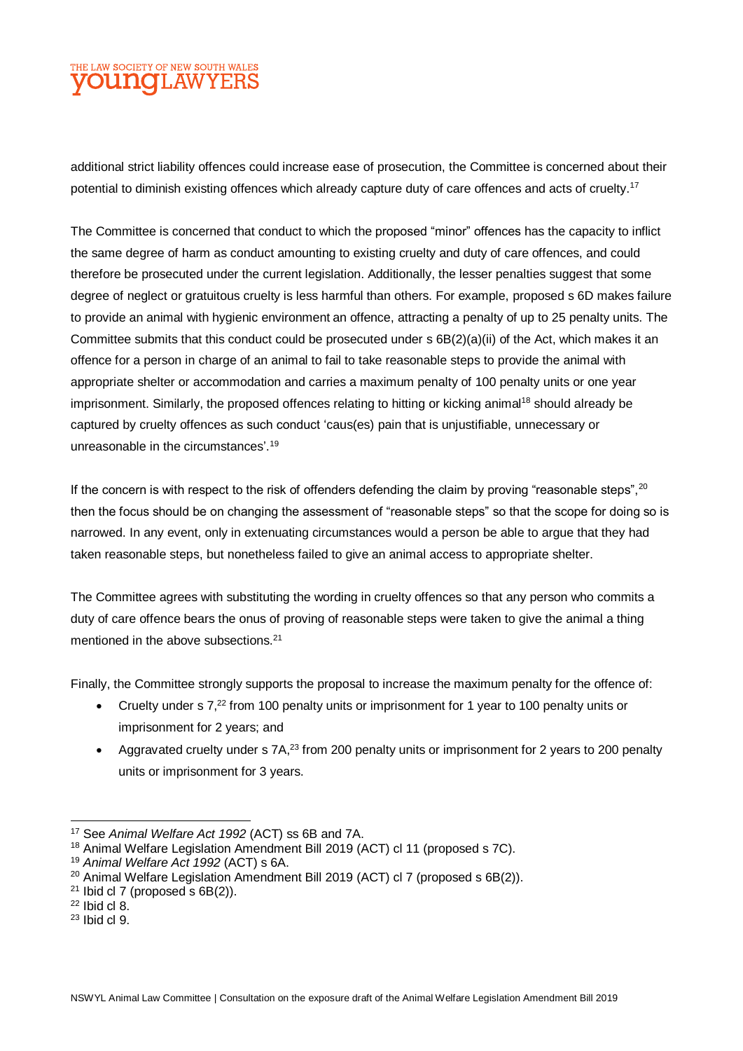additional strict liability offences could increase ease of prosecution, the Committee is concerned about their potential to diminish existing offences which already capture duty of care offences and acts of cruelty.[17]

The Committee is concerned that conduct to which the proposed "minor" offences has the capacity to inflict the same degree of harm as conduct amounting to existing cruelty and duty of care offences, and could therefore be prosecuted under the current legislation. Additionally, the lesser penalties suggest that some degree of neglect or gratuitous cruelty is less harmful than others. For example, proposed s 6D makes failure to provide an animal with hygienic environment an offence, attracting a penalty of up to 25 penalty units. The Committee submits that this conduct could be prosecuted under s 6B(2)(a)(ii) of the Act, which makes it an offence for a person in charge of an animal to fail to take reasonable steps to provide the animal with appropriate shelter or accommodation and carries a maximum penalty of 100 penalty units or one year imprisonment. Similarly, the proposed offences relating to hitting or kicking animal[18] should already be captured by cruelty offences as such conduct 'caus(es) pain that is unjustifiable, unnecessary or unreasonable in the circumstances'.[19]

If the concern is with respect to the risk of offenders defending the claim by proving "reasonable steps",[20] then the focus should be on changing the assessment of "reasonable steps" so that the scope for doing so is narrowed. In any event, only in extenuating circumstances would a person be able to argue that they had taken reasonable steps, but nonetheless failed to give an animal access to appropriate shelter.

The Committee agrees with substituting the wording in cruelty offences so that any person who commits a duty of care offence bears the onus of proving of reasonable steps were taken to give the animal a thing mentioned in the above subsections.[21]

Finally, the Committee strongly supports the proposal to increase the maximum penalty for the offence of:

- Cruelty under s 7,[22] from 100 penalty units or imprisonment for 1 year to 100 penalty units or imprisonment for 2 years; and
- Aggravated cruelty under s 7A,[23] from 200 penalty units or imprisonment for 2 years to 200 penalty units or imprisonment for 3 years.

---

[17] See *Animal Welfare Act 1992* (ACT) ss 6B and 7A.
[18] Animal Welfare Legislation Amendment Bill 2019 (ACT) cl 11 (proposed s 7C).
[19] *Animal Welfare Act 1992* (ACT) s 6A.
[20] Animal Welfare Legislation Amendment Bill 2019 (ACT) cl 7 (proposed s 6B(2)).
[21] Ibid cl 7 (proposed s 6B(2)).
[22] Ibid cl 8.
[23] Ibid cl 9.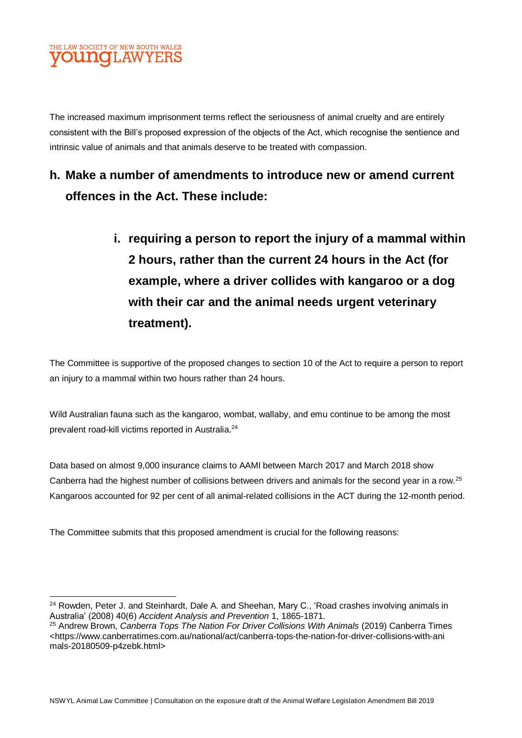The increased maximum imprisonment terms reflect the seriousness of animal cruelty and are entirely consistent with the Bill's proposed expression of the objects of the Act, which recognise the sentience and intrinsic value of animals and that animals deserve to be treated with compassion.

## h. Make a number of amendments to introduce new or amend current offences in the Act. These include:

### i. requiring a person to report the injury of a mammal within 2 hours, rather than the current 24 hours in the Act (for example, where a driver collides with kangaroo or a dog with their car and the animal needs urgent veterinary treatment).

The Committee is supportive of the proposed changes to section 10 of the Act to require a person to report an injury to a mammal within two hours rather than 24 hours.

Wild Australian fauna such as the kangaroo, wombat, wallaby, and emu continue to be among the most prevalent road-kill victims reported in Australia.[24]

Data based on almost 9,000 insurance claims to AAMI between March 2017 and March 2018 show Canberra had the highest number of collisions between drivers and animals for the second year in a row.[25] Kangaroos accounted for 92 per cent of all animal-related collisions in the ACT during the 12-month period.

The Committee submits that this proposed amendment is crucial for the following reasons:

---

[24] Rowden, Peter J. and Steinhardt, Dale A. and Sheehan, Mary C., 'Road crashes involving animals in Australia' (2008) 40(6) *Accident Analysis and Prevention* 1, 1865-1871.

[25] Andrew Brown, *Canberra Tops The Nation For Driver Collisions With Animals* (2019) Canberra Times <https://www.canberratimes.com.au/national/act/canberra-tops-the-nation-for-driver-collisions-with-animals-20180509-p4zebk.html>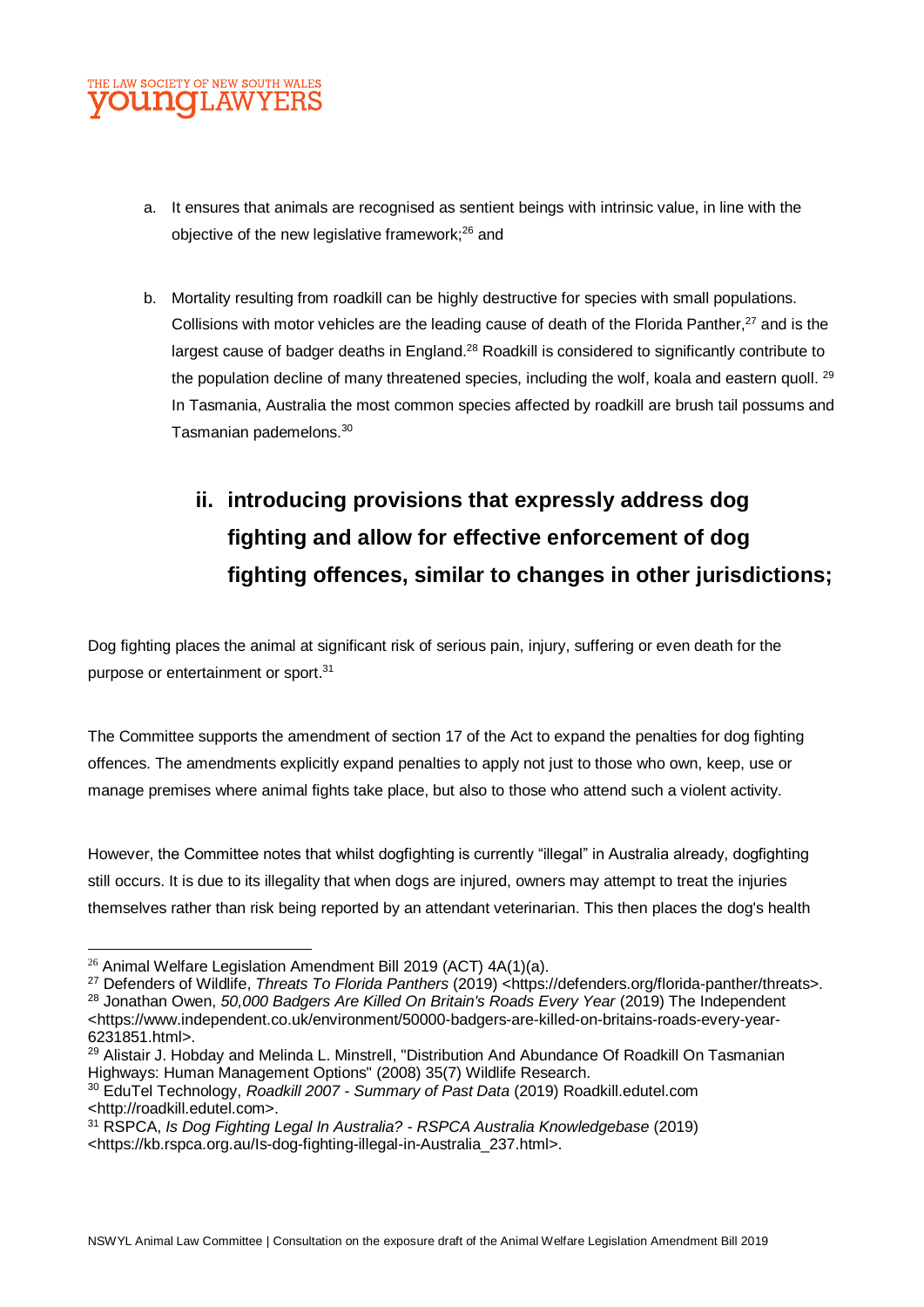a. It ensures that animals are recognised as sentient beings with intrinsic value, in line with the objective of the new legislative framework;[26] and

b. Mortality resulting from roadkill can be highly destructive for species with small populations. Collisions with motor vehicles are the leading cause of death of the Florida Panther,[27] and is the largest cause of badger deaths in England.[28] Roadkill is considered to significantly contribute to the population decline of many threatened species, including the wolf, koala and eastern quoll. [29] In Tasmania, Australia the most common species affected by roadkill are brush tail possums and Tasmanian pademelons.[30]

## ii. introducing provisions that expressly address dog fighting and allow for effective enforcement of dog fighting offences, similar to changes in other jurisdictions;

Dog fighting places the animal at significant risk of serious pain, injury, suffering or even death for the purpose or entertainment or sport.[31]

The Committee supports the amendment of section 17 of the Act to expand the penalties for dog fighting offences. The amendments explicitly expand penalties to apply not just to those who own, keep, use or manage premises where animal fights take place, but also to those who attend such a violent activity.

However, the Committee notes that whilst dogfighting is currently "illegal" in Australia already, dogfighting still occurs. It is due to its illegality that when dogs are injured, owners may attempt to treat the injuries themselves rather than risk being reported by an attendant veterinarian. This then places the dog's health

---

[26] Animal Welfare Legislation Amendment Bill 2019 (ACT) 4A(1)(a).

[27] Defenders of Wildlife, *Threats To Florida Panthers* (2019) <https://defenders.org/florida-panther/threats>.

[28] Jonathan Owen, *50,000 Badgers Are Killed On Britain's Roads Every Year* (2019) The Independent <https://www.independent.co.uk/environment/50000-badgers-are-killed-on-britains-roads-every-year-6231851.html>.

[29] Alistair J. Hobday and Melinda L. Minstrell, "Distribution And Abundance Of Roadkill On Tasmanian Highways: Human Management Options" (2008) 35(7) Wildlife Research.

[30] EduTel Technology, *Roadkill 2007 - Summary of Past Data* (2019) Roadkill.edutel.com <http://roadkill.edutel.com>.

[31] RSPCA, *Is Dog Fighting Legal In Australia? - RSPCA Australia Knowledgebase* (2019) <https://kb.rspca.org.au/Is-dog-fighting-illegal-in-Australia_237.html>.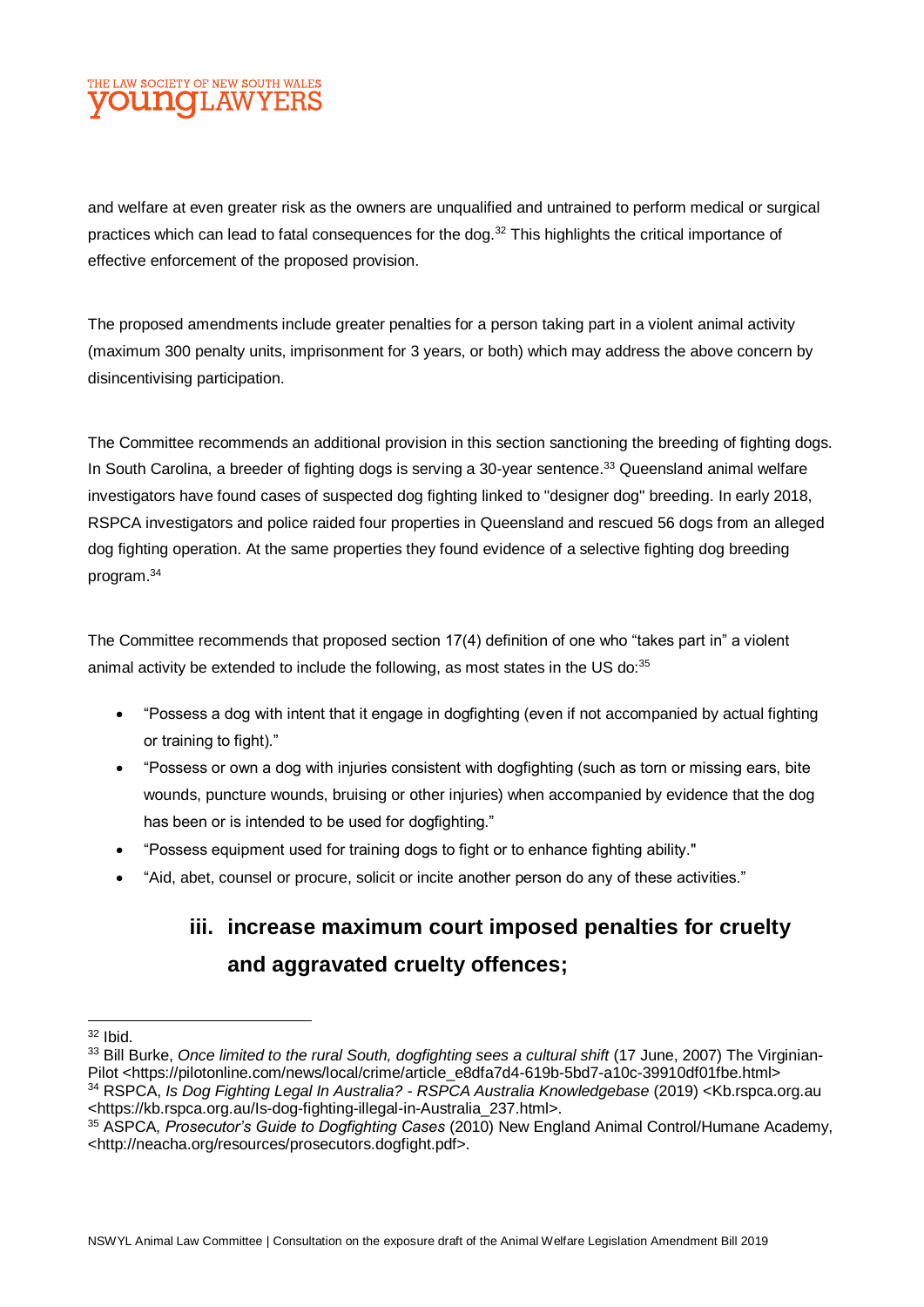and welfare at even greater risk as the owners are unqualified and untrained to perform medical or surgical practices which can lead to fatal consequences for the dog.[32] This highlights the critical importance of effective enforcement of the proposed provision.

The proposed amendments include greater penalties for a person taking part in a violent animal activity (maximum 300 penalty units, imprisonment for 3 years, or both) which may address the above concern by disincentivising participation.

The Committee recommends an additional provision in this section sanctioning the breeding of fighting dogs. In South Carolina, a breeder of fighting dogs is serving a 30-year sentence.[33] Queensland animal welfare investigators have found cases of suspected dog fighting linked to "designer dog" breeding. In early 2018, RSPCA investigators and police raided four properties in Queensland and rescued 56 dogs from an alleged dog fighting operation. At the same properties they found evidence of a selective fighting dog breeding program.[34]

The Committee recommends that proposed section 17(4) definition of one who "takes part in" a violent animal activity be extended to include the following, as most states in the US do:[35]

- "Possess a dog with intent that it engage in dogfighting (even if not accompanied by actual fighting or training to fight)."
- "Possess or own a dog with injuries consistent with dogfighting (such as torn or missing ears, bite wounds, puncture wounds, bruising or other injuries) when accompanied by evidence that the dog has been or is intended to be used for dogfighting."
- "Possess equipment used for training dogs to fight or to enhance fighting ability."
- "Aid, abet, counsel or procure, solicit or incite another person do any of these activities."

### iii. increase maximum court imposed penalties for cruelty and aggravated cruelty offences;

---

[32] Ibid.

[33] Bill Burke, *Once limited to the rural South, dogfighting sees a cultural shift* (17 June, 2007) The Virginian-Pilot <https://pilotonline.com/news/local/crime/article_e8dfa7d4-619b-5bd7-a10c-39910df01fbe.html>

[34] RSPCA, *Is Dog Fighting Legal In Australia? - RSPCA Australia Knowledgebase* (2019) <Kb.rspca.org.au <https://kb.rspca.org.au/Is-dog-fighting-illegal-in-Australia_237.html>.

[35] ASPCA, *Prosecutor's Guide to Dogfighting Cases* (2010) New England Animal Control/Humane Academy, <http://neacha.org/resources/prosecutors.dogfight.pdf>.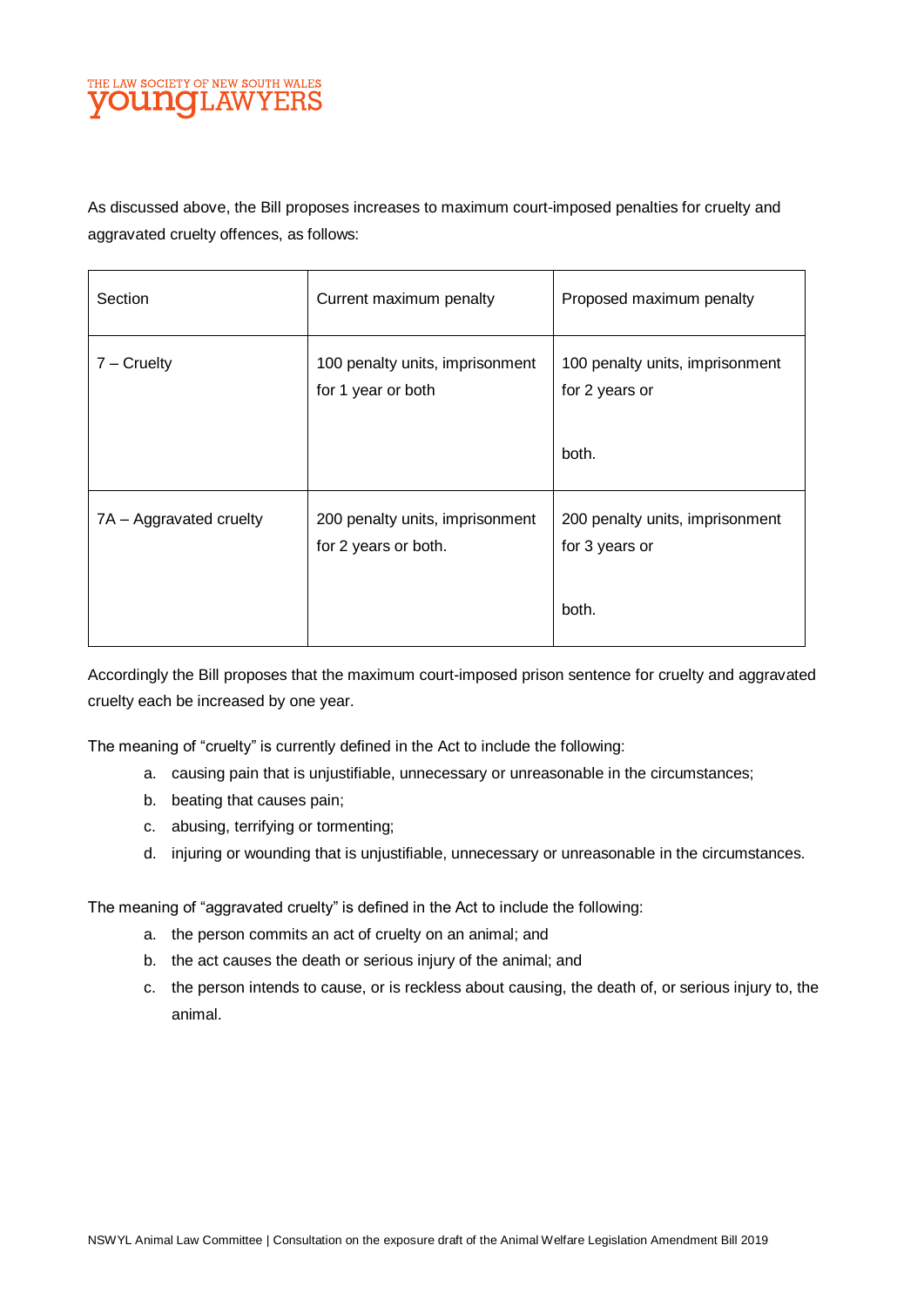As discussed above, the Bill proposes increases to maximum court-imposed penalties for cruelty and aggravated cruelty offences, as follows:

| Section | Current maximum penalty | Proposed maximum penalty |
| --- | --- | --- |
| 7 – Cruelty | 100 penalty units, imprisonment for 1 year or both | 100 penalty units, imprisonment for 2 years or both. |
| 7A – Aggravated cruelty | 200 penalty units, imprisonment for 2 years or both. | 200 penalty units, imprisonment for 3 years or both. |

Accordingly the Bill proposes that the maximum court-imposed prison sentence for cruelty and aggravated cruelty each be increased by one year.

The meaning of "cruelty" is currently defined in the Act to include the following:

a. causing pain that is unjustifiable, unnecessary or unreasonable in the circumstances;
b. beating that causes pain;
c. abusing, terrifying or tormenting;
d. injuring or wounding that is unjustifiable, unnecessary or unreasonable in the circumstances.

The meaning of "aggravated cruelty" is defined in the Act to include the following:

a. the person commits an act of cruelty on an animal; and
b. the act causes the death or serious injury of the animal; and
c. the person intends to cause, or is reckless about causing, the death of, or serious injury to, the animal.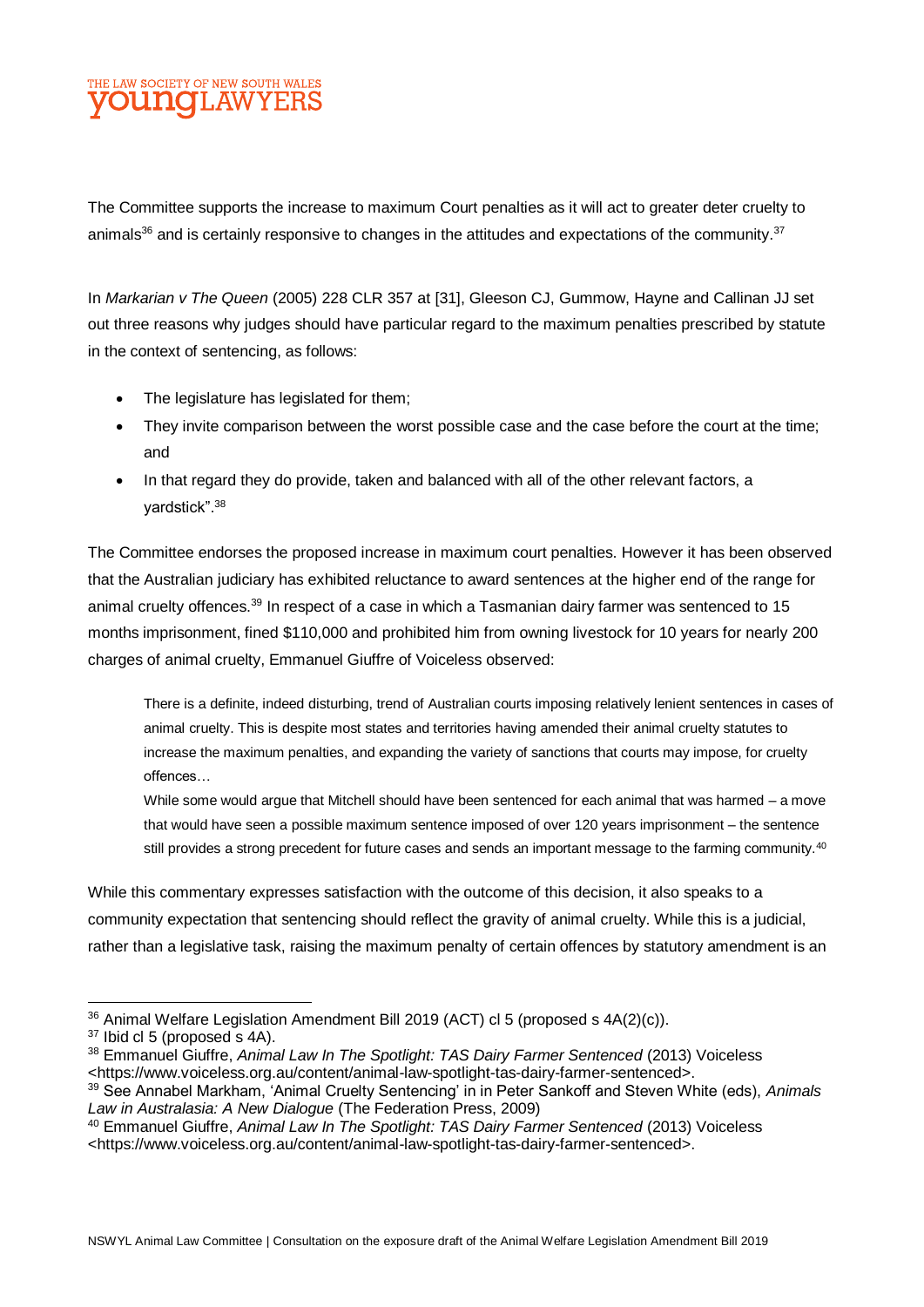The Committee supports the increase to maximum Court penalties as it will act to greater deter cruelty to animals[36] and is certainly responsive to changes in the attitudes and expectations of the community.[37]

In *Markarian v The Queen* (2005) 228 CLR 357 at [31], Gleeson CJ, Gummow, Hayne and Callinan JJ set out three reasons why judges should have particular regard to the maximum penalties prescribed by statute in the context of sentencing, as follows:

- The legislature has legislated for them;
- They invite comparison between the worst possible case and the case before the court at the time; and
- In that regard they do provide, taken and balanced with all of the other relevant factors, a yardstick".[38]

The Committee endorses the proposed increase in maximum court penalties. However it has been observed that the Australian judiciary has exhibited reluctance to award sentences at the higher end of the range for animal cruelty offences.[39] In respect of a case in which a Tasmanian dairy farmer was sentenced to 15 months imprisonment, fined $110,000 and prohibited him from owning livestock for 10 years for nearly 200 charges of animal cruelty, Emmanuel Giuffre of Voiceless observed:

> There is a definite, indeed disturbing, trend of Australian courts imposing relatively lenient sentences in cases of animal cruelty. This is despite most states and territories having amended their animal cruelty statutes to increase the maximum penalties, and expanding the variety of sanctions that courts may impose, for cruelty offences…
>
> While some would argue that Mitchell should have been sentenced for each animal that was harmed – a move that would have seen a possible maximum sentence imposed of over 120 years imprisonment – the sentence still provides a strong precedent for future cases and sends an important message to the farming community.[40]

While this commentary expresses satisfaction with the outcome of this decision, it also speaks to a community expectation that sentencing should reflect the gravity of animal cruelty. While this is a judicial, rather than a legislative task, raising the maximum penalty of certain offences by statutory amendment is an

---

[36] Animal Welfare Legislation Amendment Bill 2019 (ACT) cl 5 (proposed s 4A(2)(c)).

[37] Ibid cl 5 (proposed s 4A).

[38] Emmanuel Giuffre, *Animal Law In The Spotlight: TAS Dairy Farmer Sentenced* (2013) Voiceless <https://www.voiceless.org.au/content/animal-law-spotlight-tas-dairy-farmer-sentenced>.

[39] See Annabel Markham, 'Animal Cruelty Sentencing' in in Peter Sankoff and Steven White (eds), *Animals Law in Australasia: A New Dialogue* (The Federation Press, 2009)

[40] Emmanuel Giuffre, *Animal Law In The Spotlight: TAS Dairy Farmer Sentenced* (2013) Voiceless <https://www.voiceless.org.au/content/animal-law-spotlight-tas-dairy-farmer-sentenced>.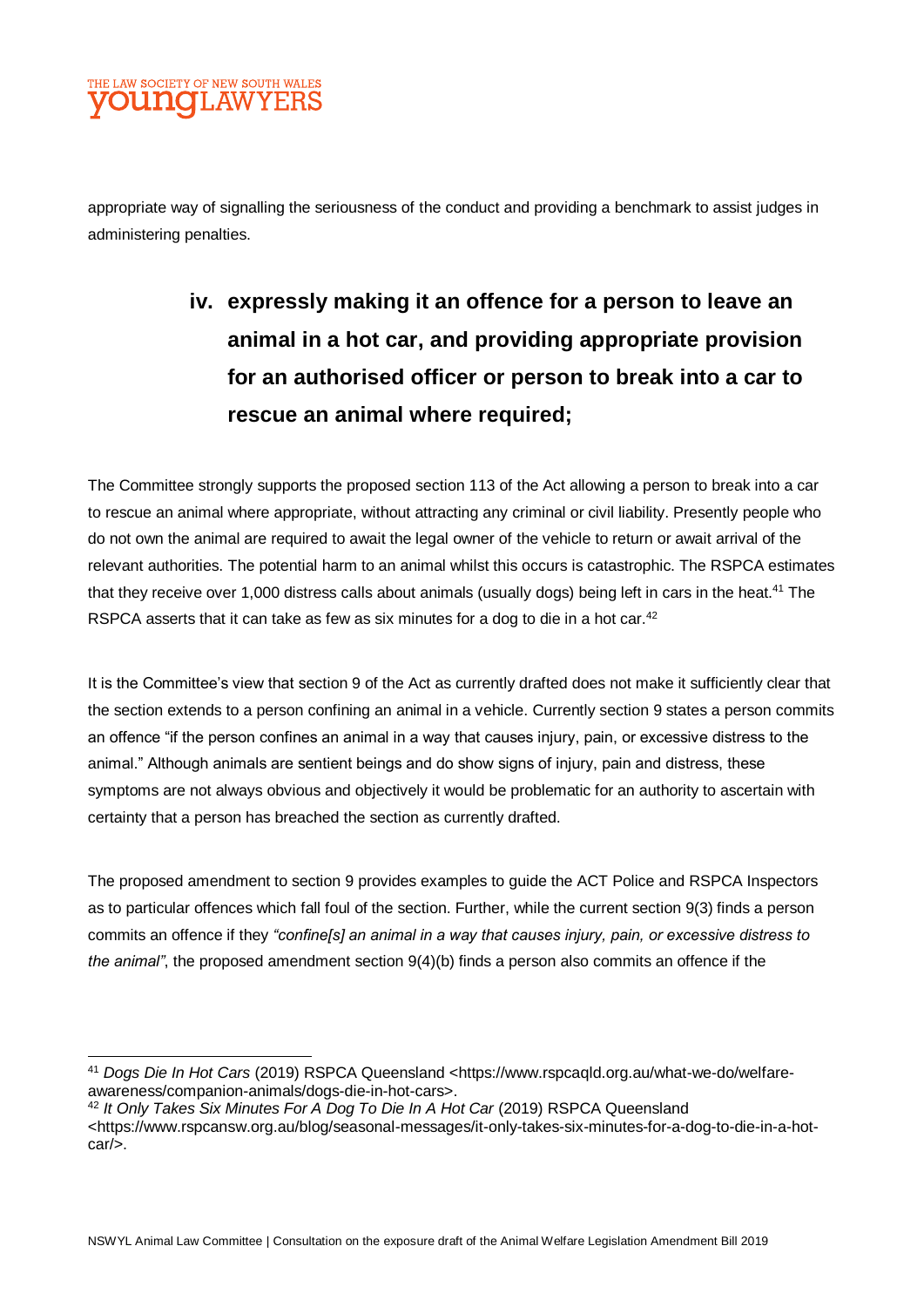appropriate way of signalling the seriousness of the conduct and providing a benchmark to assist judges in administering penalties.

### iv. expressly making it an offence for a person to leave an animal in a hot car, and providing appropriate provision for an authorised officer or person to break into a car to rescue an animal where required;

The Committee strongly supports the proposed section 113 of the Act allowing a person to break into a car to rescue an animal where appropriate, without attracting any criminal or civil liability. Presently people who do not own the animal are required to await the legal owner of the vehicle to return or await arrival of the relevant authorities. The potential harm to an animal whilst this occurs is catastrophic. The RSPCA estimates that they receive over 1,000 distress calls about animals (usually dogs) being left in cars in the heat.[41] The RSPCA asserts that it can take as few as six minutes for a dog to die in a hot car.[42]

It is the Committee's view that section 9 of the Act as currently drafted does not make it sufficiently clear that the section extends to a person confining an animal in a vehicle. Currently section 9 states a person commits an offence "if the person confines an animal in a way that causes injury, pain, or excessive distress to the animal." Although animals are sentient beings and do show signs of injury, pain and distress, these symptoms are not always obvious and objectively it would be problematic for an authority to ascertain with certainty that a person has breached the section as currently drafted.

The proposed amendment to section 9 provides examples to guide the ACT Police and RSPCA Inspectors as to particular offences which fall foul of the section. Further, while the current section 9(3) finds a person commits an offence if they *"confine[s] an animal in a way that causes injury, pain, or excessive distress to the animal"*, the proposed amendment section 9(4)(b) finds a person also commits an offence if the

---

[41] *Dogs Die In Hot Cars* (2019) RSPCA Queensland <https://www.rspcaqld.org.au/what-we-do/welfare-awareness/companion-animals/dogs-die-in-hot-cars>.

[42] *It Only Takes Six Minutes For A Dog To Die In A Hot Car* (2019) RSPCA Queensland <https://www.rspcansw.org.au/blog/seasonal-messages/it-only-takes-six-minutes-for-a-dog-to-die-in-a-hot-car/>.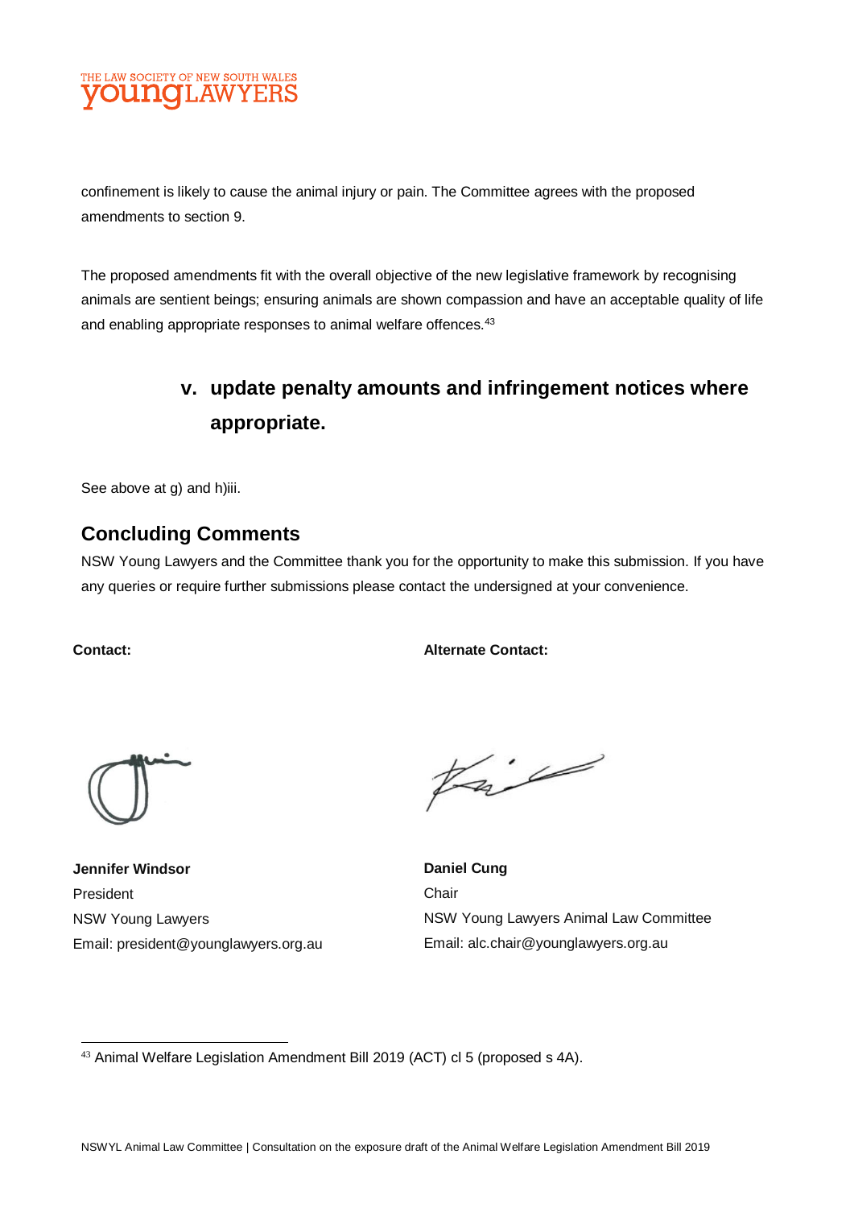confinement is likely to cause the animal injury or pain. The Committee agrees with the proposed amendments to section 9.

The proposed amendments fit with the overall objective of the new legislative framework by recognising animals are sentient beings; ensuring animals are shown compassion and have an acceptable quality of life and enabling appropriate responses to animal welfare offences.[43]

### v. update penalty amounts and infringement notices where appropriate.

See above at g) and h)iii.

## Concluding Comments

NSW Young Lawyers and the Committee thank you for the opportunity to make this submission. If you have any queries or require further submissions please contact the undersigned at your convenience.

**Contact:**

**Jennifer Windsor**
President
NSW Young Lawyers
Email: president@younglawyers.org.au

**Alternate Contact:**

**Daniel Cung**
Chair
NSW Young Lawyers Animal Law Committee
Email: alc.chair@younglawyers.org.au

---

[43] Animal Welfare Legislation Amendment Bill 2019 (ACT) cl 5 (proposed s 4A).